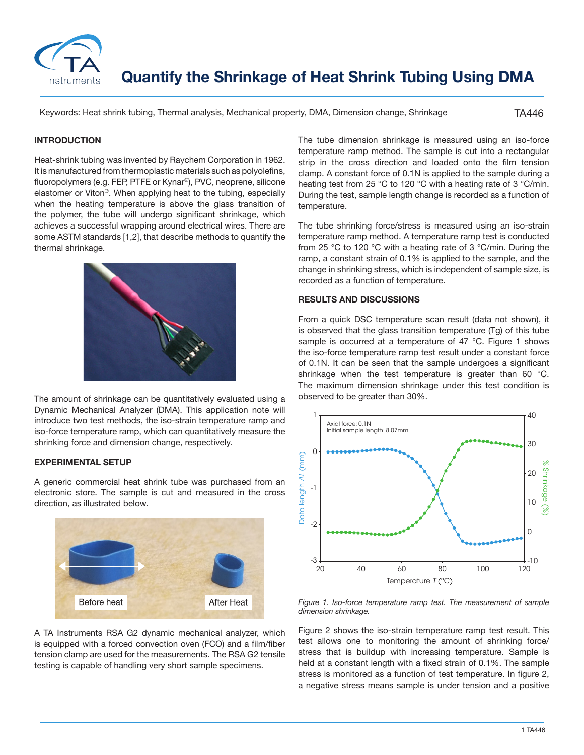# Quantify the Shrinkage of Heat Shrink Tubing Using DMA

Keywords: Heat shrink tubing, Thermal analysis, Mechanical property, DMA, Dimension change, Shrinkage

TA446

## INTRODUCTION

Heat-shrink tubing was invented by Raychem Corporation in 1962. It is manufactured from thermoplastic materials such as polyolefins, fluoropolymers (e.g. FEP, PTFE or Kynar®), PVC, neoprene, silicone elastomer or Viton®. When applying heat to the tubing, especially when the heating temperature is above the glass transition of the polymer, the tube will undergo significant shrinkage, which achieves a successful wrapping around electrical wires. There are some ASTM standards [1,2], that describe methods to quantify the thermal shrinkage.

The amount of shrinkage can be quantitatively evaluated using a Dynamic Mechanical Analyzer (DMA). This application note will introduce two test methods, the iso-strain temperature ramp and iso-force temperature ramp, which can quantitatively measure the shrinking force and dimension change, respectively.

## EXPERIMENTAL SETUP

A generic commercial heat shrink tube was purchased from an electronic store. The sample is cut and measured in the cross direction, as illustrated below.

Before heat    After Heat

A TA Instruments RSA G2 dynamic mechanical analyzer, which is equipped with a forced convection oven (FCO) and a film/fiber tension clamp are used for the measurements. The RSA G2 tensile testing is capable of handling very short sample specimens.

The tube dimension shrinkage is measured using an iso-force temperature ramp method. The sample is cut into a rectangular strip in the cross direction and loaded onto the film tension clamp. A constant force of 0.1N is applied to the sample during a heating test from 25 °C to 120 °C with a heating rate of 3 °C/min. During the test, sample length change is recorded as a function of temperature.

The tube shrinking force/stress is measured using an iso-strain temperature ramp method. A temperature ramp test is conducted from 25 °C to 120 °C with a heating rate of 3 °C/min. During the ramp, a constant strain of 0.1% is applied to the sample, and the change in shrinking stress, which is independent of sample size, is recorded as a function of temperature.

## RESULTS AND DISCUSSIONS

From a quick DSC temperature scan result (data not shown), it is observed that the glass transition temperature (Tg) of this tube sample is occurred at a temperature of 47 °C. Figure 1 shows the iso-force temperature ramp test result under a constant force of 0.1N. It can be seen that the sample undergoes a significant shrinkage when the test temperature is greater than 60 °C. The maximum dimension shrinkage under this test condition is observed to be greater than 30%.

*Figure 1. Iso-force temperature ramp test. The measurement of sample dimension shrinkage.*

Figure 2 shows the iso-strain temperature ramp test result. This test allows one to monitoring the amount of shrinking force/stress that is buildup with increasing temperature. Sample is held at a constant length with a fixed strain of 0.1%. The sample stress is monitored as a function of test temperature. In figure 2, a negative stress means sample is under tension and a positive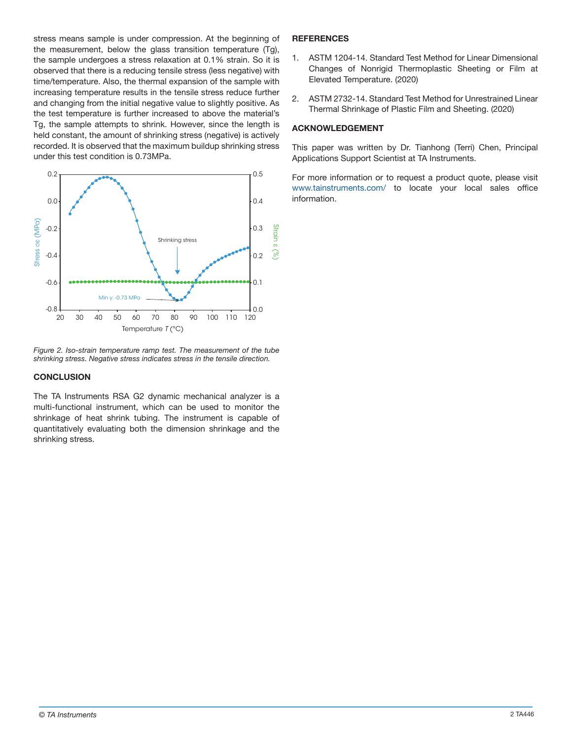stress means sample is under compression. At the beginning of the measurement, below the glass transition temperature (Tg), the sample undergoes a stress relaxation at 0.1% strain. So it is observed that there is a reducing tensile stress (less negative) with time/temperature. Also, the thermal expansion of the sample with increasing temperature results in the tensile stress reduce further and changing from the initial negative value to slightly positive. As the test temperature is further increased to above the material's Tg, the sample attempts to shrink. However, since the length is held constant, the amount of shrinking stress (negative) is actively recorded. It is observed that the maximum buildup shrinking stress under this test condition is 0.73MPa.

Stress σε (MPa)
Strain ε (%)
Shrinking stress
Min y: -0.73 MPa
Temperature *T* (°C)
0.2
0.0
-0.2
-0.4
-0.6
-0.8
0.5
0.4
0.3
0.2
0.1
0.0
20 30 40 50 60 70 80 90 100 110 120

*Figure 2. Iso-strain temperature ramp test. The measurement of the tube shrinking stress. Negative stress indicates stress in the tensile direction.*

## CONCLUSION

The TA Instruments RSA G2 dynamic mechanical analyzer is a multi-functional instrument, which can be used to monitor the shrinkage of heat shrink tubing. The instrument is capable of quantitatively evaluating both the dimension shrinkage and the shrinking stress.

## REFERENCES

1. ASTM 1204-14. Standard Test Method for Linear Dimensional Changes of Nonrigid Thermoplastic Sheeting or Film at Elevated Temperature. (2020)
2. ASTM 2732-14. Standard Test Method for Unrestrained Linear Thermal Shrinkage of Plastic Film and Sheeting. (2020)

## ACKNOWLEDGEMENT

This paper was written by Dr. Tianhong (Terri) Chen, Principal Applications Support Scientist at TA Instruments.

For more information or to request a product quote, please visit www.tainstruments.com/ to locate your local sales office information.